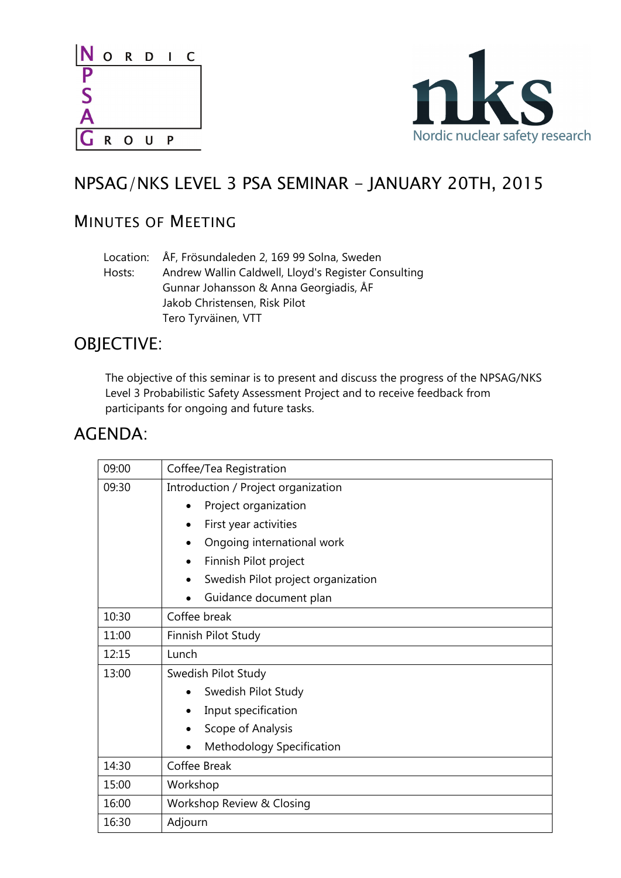# NPSAG/NKS LEVEL 3 PSA SEMINAR – JANUARY 20TH, 2015

## MINUTES OF MEETING

Location: ÅF, Frösundaleden 2, 169 99 Solna, Sweden
Hosts: Andrew Wallin Caldwell, Lloyd's Register Consulting
Gunnar Johansson & Anna Georgiadis, ÅF
Jakob Christensen, Risk Pilot
Tero Tyrväinen, VTT

## OBJECTIVE:

The objective of this seminar is to present and discuss the progress of the NPSAG/NKS Level 3 Probabilistic Safety Assessment Project and to receive feedback from participants for ongoing and future tasks.

## AGENDA:

| | |
|---|---|
| 09:00 | Coffee/Tea Registration |
| 09:30 | Introduction / Project organization<br>• Project organization<br>• First year activities<br>• Ongoing international work<br>• Finnish Pilot project<br>• Swedish Pilot project organization<br>• Guidance document plan |
| 10:30 | Coffee break |
| 11:00 | Finnish Pilot Study |
| 12:15 | Lunch |
| 13:00 | Swedish Pilot Study<br>• Swedish Pilot Study<br>• Input specification<br>• Scope of Analysis<br>• Methodology Specification |
| 14:30 | Coffee Break |
| 15:00 | Workshop |
| 16:00 | Workshop Review & Closing |
| 16:30 | Adjourn |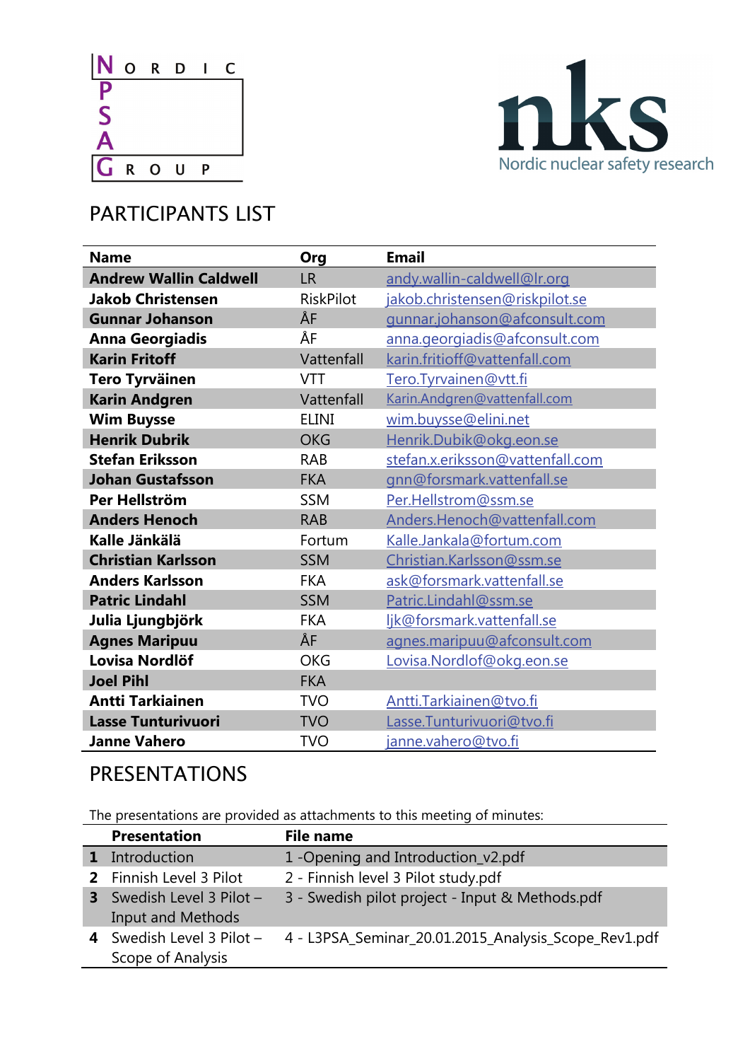## PARTICIPANTS LIST

| Name | Org | Email |
|---|---|---|
| **Andrew Wallin Caldwell** | LR | andy.wallin-caldwell@lr.org |
| **Jakob Christensen** | RiskPilot | jakob.christensen@riskpilot.se |
| **Gunnar Johanson** | ÅF | gunnar.johanson@afconsult.com |
| **Anna Georgiadis** | ÅF | anna.georgiadis@afconsult.com |
| **Karin Fritoff** | Vattenfall | karin.fritioff@vattenfall.com |
| **Tero Tyrväinen** | VTT | Tero.Tyrvainen@vtt.fi |
| **Karin Andgren** | Vattenfall | Karin.Andgren@vattenfall.com |
| **Wim Buysse** | ELINI | wim.buysse@elini.net |
| **Henrik Dubrik** | OKG | Henrik.Dubik@okg.eon.se |
| **Stefan Eriksson** | RAB | stefan.x.eriksson@vattenfall.com |
| **Johan Gustafsson** | FKA | gnn@forsmark.vattenfall.se |
| **Per Hellström** | SSM | Per.Hellstrom@ssm.se |
| **Anders Henoch** | RAB | Anders.Henoch@vattenfall.com |
| **Kalle Jänkälä** | Fortum | Kalle.Jankala@fortum.com |
| **Christian Karlsson** | SSM | Christian.Karlsson@ssm.se |
| **Anders Karlsson** | FKA | ask@forsmark.vattenfall.se |
| **Patric Lindahl** | SSM | Patric.Lindahl@ssm.se |
| **Julia Ljungbjörk** | FKA | ljk@forsmark.vattenfall.se |
| **Agnes Maripuu** | ÅF | agnes.maripuu@afconsult.com |
| **Lovisa Nordlöf** | OKG | Lovisa.Nordlof@okg.eon.se |
| **Joel Pihl** | FKA | |
| **Antti Tarkiainen** | TVO | Antti.Tarkiainen@tvo.fi |
| **Lasse Tunturivuori** | TVO | Lasse.Tunturivuori@tvo.fi |
| **Janne Vahero** | TVO | janne.vahero@tvo.fi |

## PRESENTATIONS

The presentations are provided as attachments to this meeting of minutes:

| | Presentation | File name |
|---|---|---|
| **1** | Introduction | 1 -Opening and Introduction_v2.pdf |
| **2** | Finnish Level 3 Pilot | 2 - Finnish level 3 Pilot study.pdf |
| **3** | Swedish Level 3 Pilot – Input and Methods | 3 - Swedish pilot project - Input & Methods.pdf |
| **4** | Swedish Level 3 Pilot – Scope of Analysis | 4 - L3PSA_Seminar_20.01.2015_Analysis_Scope_Rev1.pdf |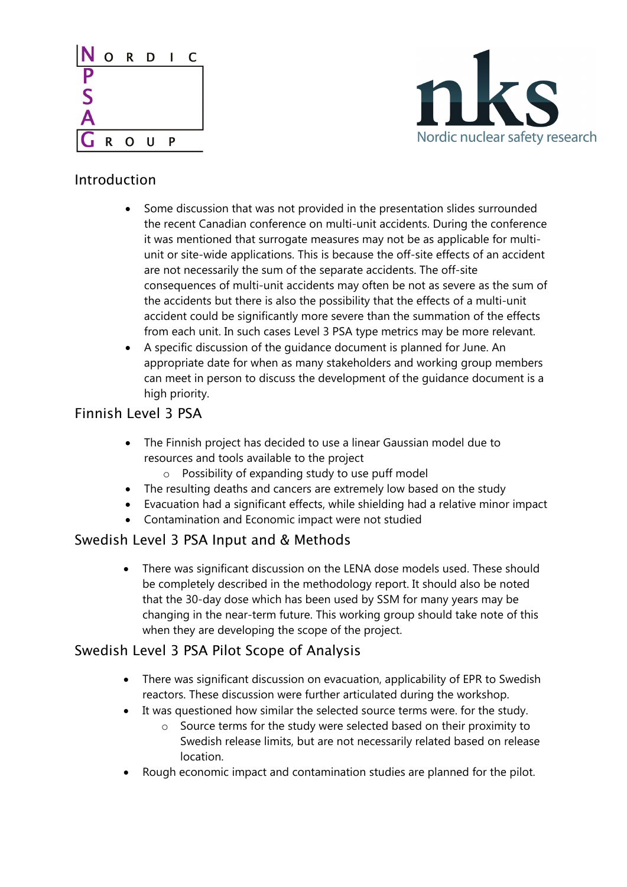## Introduction

- Some discussion that was not provided in the presentation slides surrounded the recent Canadian conference on multi-unit accidents. During the conference it was mentioned that surrogate measures may not be as applicable for multi-unit or site-wide applications. This is because the off-site effects of an accident are not necessarily the sum of the separate accidents. The off-site consequences of multi-unit accidents may often be not as severe as the sum of the accidents but there is also the possibility that the effects of a multi-unit accident could be significantly more severe than the summation of the effects from each unit. In such cases Level 3 PSA type metrics may be more relevant.
- A specific discussion of the guidance document is planned for June. An appropriate date for when as many stakeholders and working group members can meet in person to discuss the development of the guidance document is a high priority.

## Finnish Level 3 PSA

- The Finnish project has decided to use a linear Gaussian model due to resources and tools available to the project
  - Possibility of expanding study to use puff model
- The resulting deaths and cancers are extremely low based on the study
- Evacuation had a significant effects, while shielding had a relative minor impact
- Contamination and Economic impact were not studied

## Swedish Level 3 PSA Input and & Methods

- There was significant discussion on the LENA dose models used. These should be completely described in the methodology report. It should also be noted that the 30-day dose which has been used by SSM for many years may be changing in the near-term future. This working group should take note of this when they are developing the scope of the project.

## Swedish Level 3 PSA Pilot Scope of Analysis

- There was significant discussion on evacuation, applicability of EPR to Swedish reactors. These discussion were further articulated during the workshop.
- It was questioned how similar the selected source terms were. for the study.
  - Source terms for the study were selected based on their proximity to Swedish release limits, but are not necessarily related based on release location.
- Rough economic impact and contamination studies are planned for the pilot.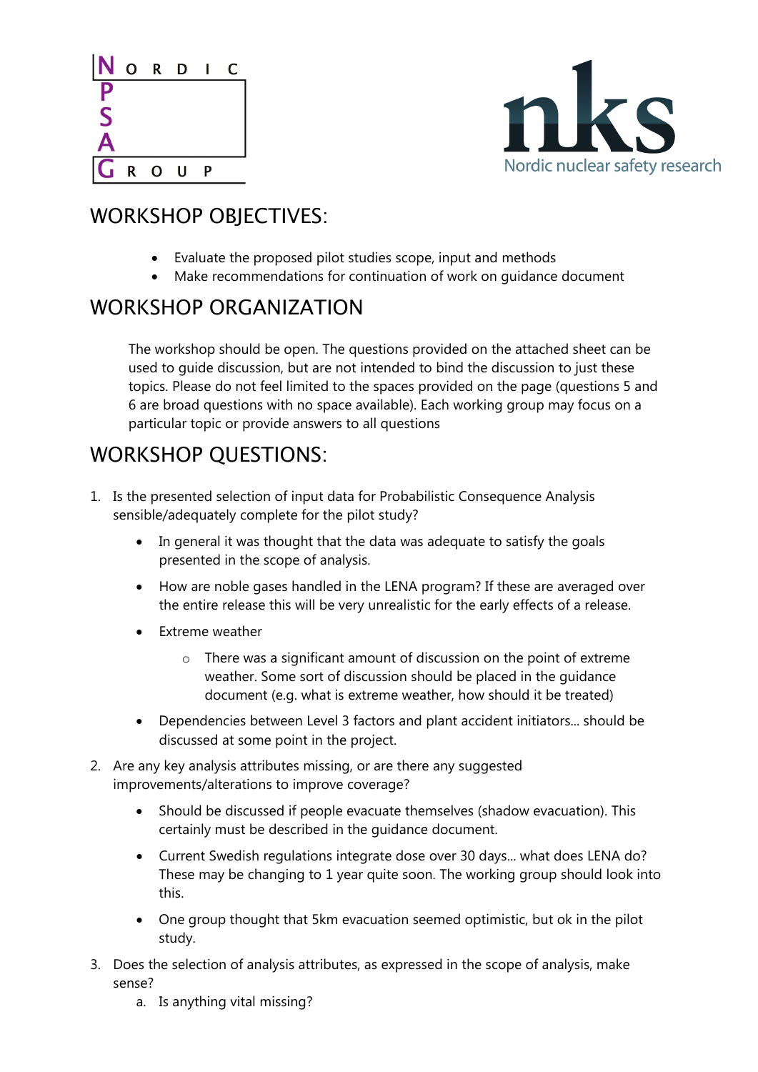## WORKSHOP OBJECTIVES:

- Evaluate the proposed pilot studies scope, input and methods
- Make recommendations for continuation of work on guidance document

## WORKSHOP ORGANIZATION

The workshop should be open. The questions provided on the attached sheet can be used to guide discussion, but are not intended to bind the discussion to just these topics. Please do not feel limited to the spaces provided on the page (questions 5 and 6 are broad questions with no space available). Each working group may focus on a particular topic or provide answers to all questions

## WORKSHOP QUESTIONS:

1. Is the presented selection of input data for Probabilistic Consequence Analysis sensible/adequately complete for the pilot study?
   - In general it was thought that the data was adequate to satisfy the goals presented in the scope of analysis.
   - How are noble gases handled in the LENA program? If these are averaged over the entire release this will be very unrealistic for the early effects of a release.
   - Extreme weather
     - There was a significant amount of discussion on the point of extreme weather. Some sort of discussion should be placed in the guidance document (e.g. what is extreme weather, how should it be treated)
   - Dependencies between Level 3 factors and plant accident initiators... should be discussed at some point in the project.
2. Are any key analysis attributes missing, or are there any suggested improvements/alterations to improve coverage?
   - Should be discussed if people evacuate themselves (shadow evacuation). This certainly must be described in the guidance document.
   - Current Swedish regulations integrate dose over 30 days... what does LENA do? These may be changing to 1 year quite soon. The working group should look into this.
   - One group thought that 5km evacuation seemed optimistic, but ok in the pilot study.
3. Does the selection of analysis attributes, as expressed in the scope of analysis, make sense?
   a. Is anything vital missing?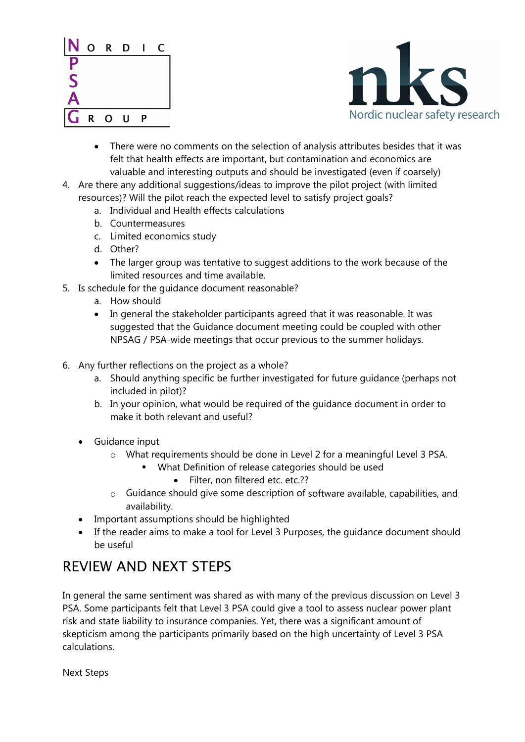- There were no comments on the selection of analysis attributes besides that it was felt that health effects are important, but contamination and economics are valuable and interesting outputs and should be investigated (even if coarsely)

4. Are there any additional suggestions/ideas to improve the pilot project (with limited resources)? Will the pilot reach the expected level to satisfy project goals?
   a. Individual and Health effects calculations
   b. Countermeasures
   c. Limited economics study
   d. Other?
   - The larger group was tentative to suggest additions to the work because of the limited resources and time available.
5. Is schedule for the guidance document reasonable?
   a. How should
   - In general the stakeholder participants agreed that it was reasonable. It was suggested that the Guidance document meeting could be coupled with other NPSAG / PSA-wide meetings that occur previous to the summer holidays.

6. Any further reflections on the project as a whole?
   a. Should anything specific be further investigated for future guidance (perhaps not included in pilot)?
   b. In your opinion, what would be required of the guidance document in order to make it both relevant and useful?

- Guidance input
  - What requirements should be done in Level 2 for a meaningful Level 3 PSA.
    - What Definition of release categories should be used
      - Filter, non filtered etc. etc.??
  - Guidance should give some description of software available, capabilities, and availability.
- Important assumptions should be highlighted
- If the reader aims to make a tool for Level 3 Purposes, the guidance document should be useful

## REVIEW AND NEXT STEPS

In general the same sentiment was shared as with many of the previous discussion on Level 3 PSA. Some participants felt that Level 3 PSA could give a tool to assess nuclear power plant risk and state liability to insurance companies. Yet, there was a significant amount of skepticism among the participants primarily based on the high uncertainty of Level 3 PSA calculations.

Next Steps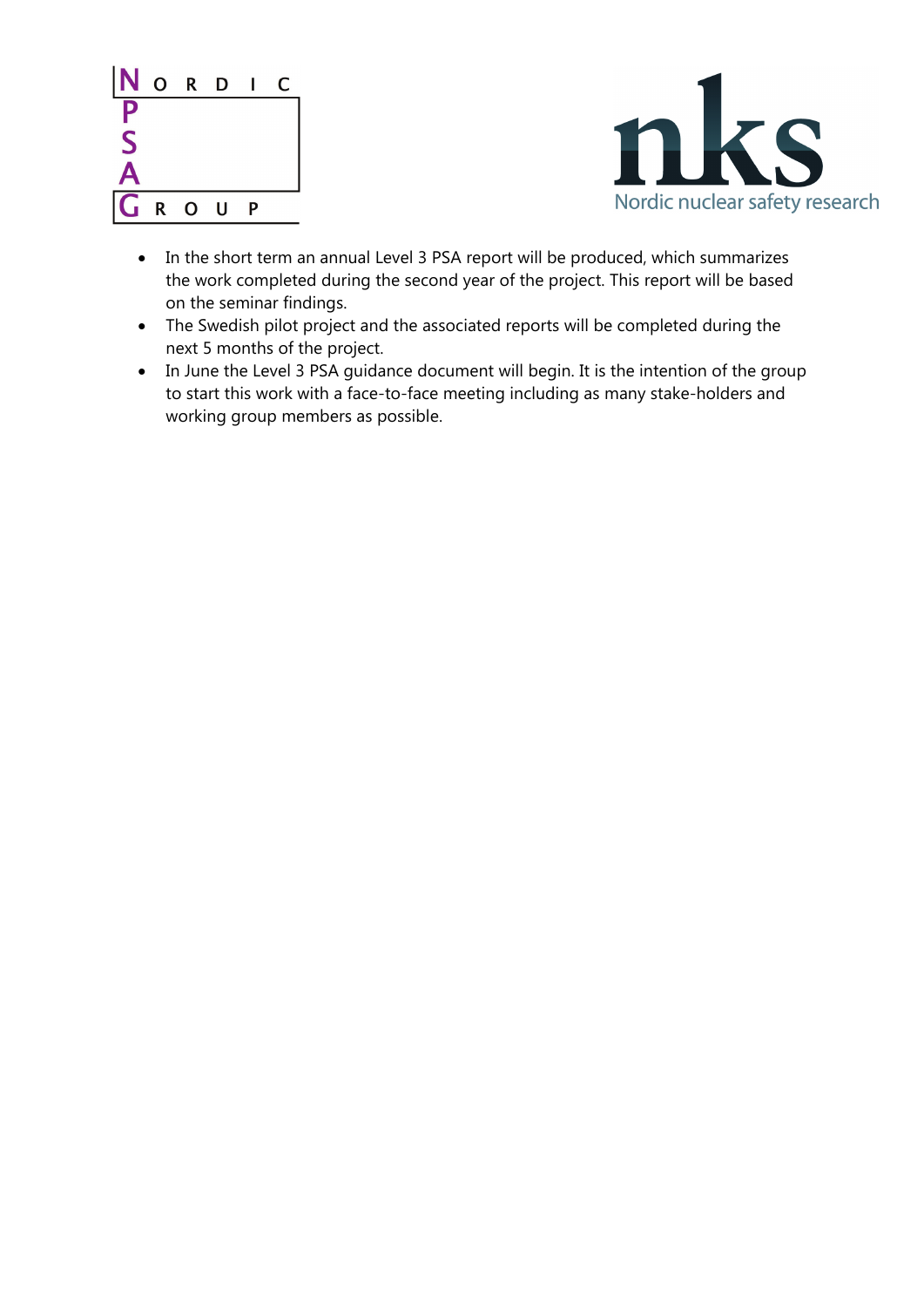- In the short term an annual Level 3 PSA report will be produced, which summarizes the work completed during the second year of the project. This report will be based on the seminar findings.
- The Swedish pilot project and the associated reports will be completed during the next 5 months of the project.
- In June the Level 3 PSA guidance document will begin. It is the intention of the group to start this work with a face-to-face meeting including as many stake-holders and working group members as possible.